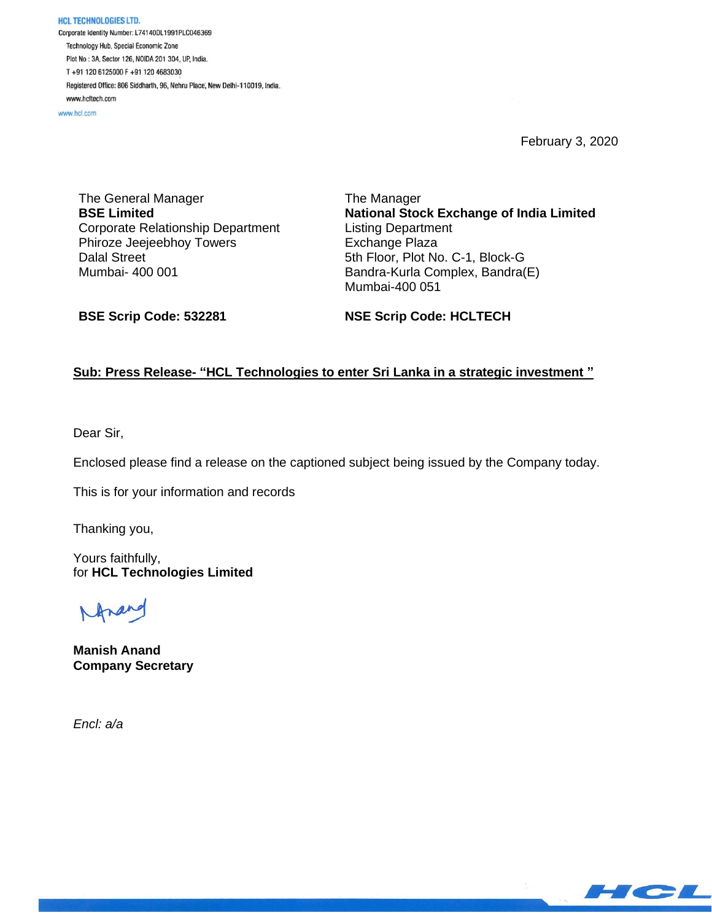**HCL TECHNOLOGIES LTD.**
Corporate Identity Number: L74140DL1991PLC046369
Technology Hub, Special Economic Zone
Plot No : 3A, Sector 126, NOIDA 201 304, UP, India.
T +91 120 6125000 F +91 120 4683030
Registered Office: 806 Siddharth, 96, Nehru Place, New Delhi-110019, India.
www.hcltech.com
www.hcl.com

February 3, 2020

The General Manager
**BSE Limited**
Corporate Relationship Department
Phiroze Jeejeebhoy Towers
Dalal Street
Mumbai- 400 001

**BSE Scrip Code: 532281**

The Manager
**National Stock Exchange of India Limited**
Listing Department
Exchange Plaza
5th Floor, Plot No. C-1, Block-G
Bandra-Kurla Complex, Bandra(E)
Mumbai-400 051

**NSE Scrip Code: HCLTECH**

**Sub: Press Release- "HCL Technologies to enter Sri Lanka in a strategic investment "**

Dear Sir,

Enclosed please find a release on the captioned subject being issued by the Company today.

This is for your information and records

Thanking you,

Yours faithfully,
for **HCL Technologies Limited**

**Manish Anand**
**Company Secretary**

*Encl: a/a*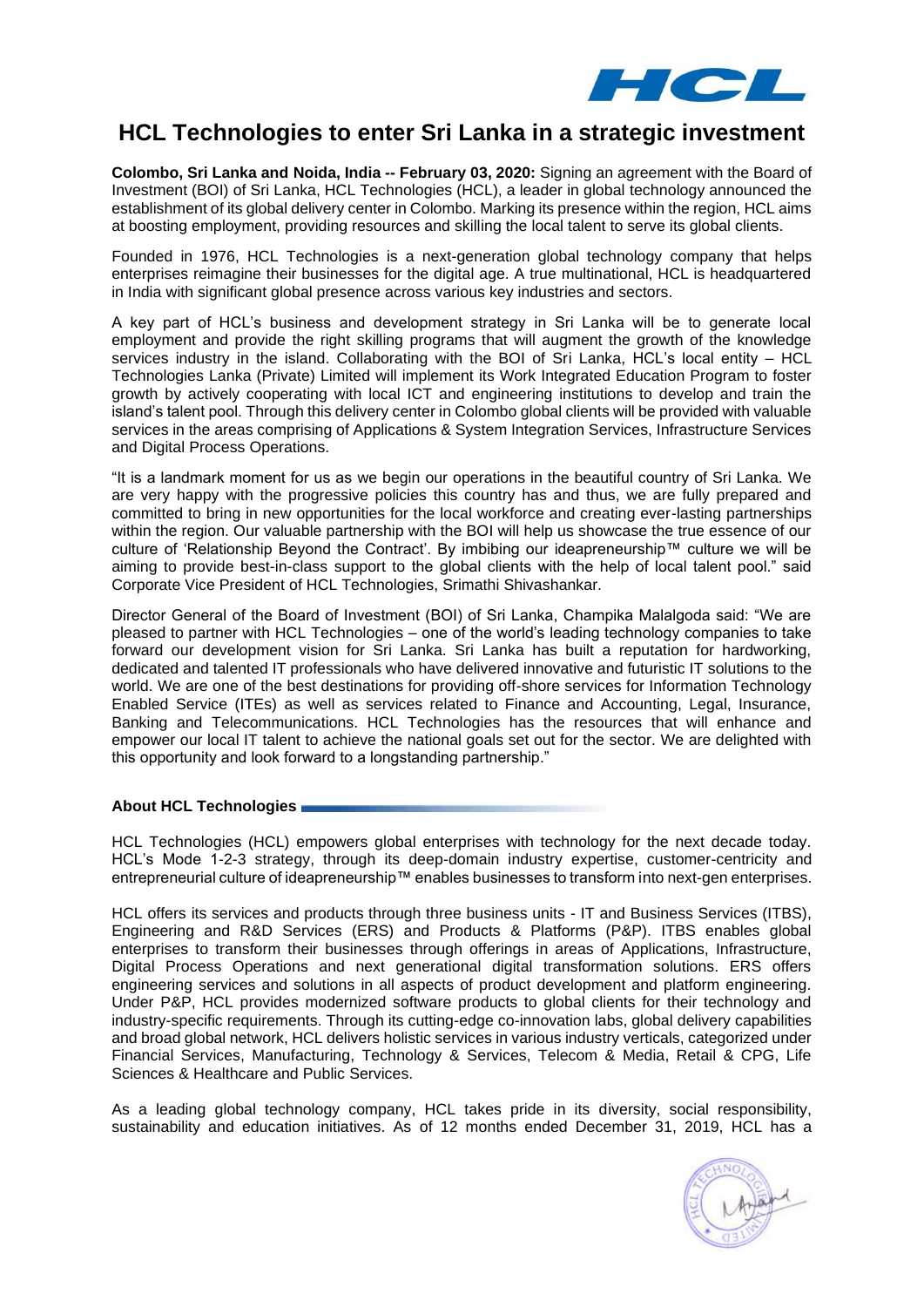# HCL Technologies to enter Sri Lanka in a strategic investment

**Colombo, Sri Lanka and Noida, India -- February 03, 2020:** Signing an agreement with the Board of Investment (BOI) of Sri Lanka, HCL Technologies (HCL), a leader in global technology announced the establishment of its global delivery center in Colombo. Marking its presence within the region, HCL aims at boosting employment, providing resources and skilling the local talent to serve its global clients.

Founded in 1976, HCL Technologies is a next-generation global technology company that helps enterprises reimagine their businesses for the digital age. A true multinational, HCL is headquartered in India with significant global presence across various key industries and sectors.

A key part of HCL's business and development strategy in Sri Lanka will be to generate local employment and provide the right skilling programs that will augment the growth of the knowledge services industry in the island. Collaborating with the BOI of Sri Lanka, HCL's local entity – HCL Technologies Lanka (Private) Limited will implement its Work Integrated Education Program to foster growth by actively cooperating with local ICT and engineering institutions to develop and train the island's talent pool. Through this delivery center in Colombo global clients will be provided with valuable services in the areas comprising of Applications & System Integration Services, Infrastructure Services and Digital Process Operations.

"It is a landmark moment for us as we begin our operations in the beautiful country of Sri Lanka. We are very happy with the progressive policies this country has and thus, we are fully prepared and committed to bring in new opportunities for the local workforce and creating ever-lasting partnerships within the region. Our valuable partnership with the BOI will help us showcase the true essence of our culture of 'Relationship Beyond the Contract'. By imbibing our ideapreneurship™ culture we will be aiming to provide best-in-class support to the global clients with the help of local talent pool." said Corporate Vice President of HCL Technologies, Srimathi Shivashankar.

Director General of the Board of Investment (BOI) of Sri Lanka, Champika Malalgoda said: "We are pleased to partner with HCL Technologies – one of the world's leading technology companies to take forward our development vision for Sri Lanka. Sri Lanka has built a reputation for hardworking, dedicated and talented IT professionals who have delivered innovative and futuristic IT solutions to the world. We are one of the best destinations for providing off-shore services for Information Technology Enabled Service (ITEs) as well as services related to Finance and Accounting, Legal, Insurance, Banking and Telecommunications. HCL Technologies has the resources that will enhance and empower our local IT talent to achieve the national goals set out for the sector. We are delighted with this opportunity and look forward to a longstanding partnership."

**About HCL Technologies**

HCL Technologies (HCL) empowers global enterprises with technology for the next decade today. HCL's Mode 1-2-3 strategy, through its deep-domain industry expertise, customer-centricity and entrepreneurial culture of ideapreneurship™ enables businesses to transform into next-gen enterprises.

HCL offers its services and products through three business units - IT and Business Services (ITBS), Engineering and R&D Services (ERS) and Products & Platforms (P&P). ITBS enables global enterprises to transform their businesses through offerings in areas of Applications, Infrastructure, Digital Process Operations and next generational digital transformation solutions. ERS offers engineering services and solutions in all aspects of product development and platform engineering. Under P&P, HCL provides modernized software products to global clients for their technology and industry-specific requirements. Through its cutting-edge co-innovation labs, global delivery capabilities and broad global network, HCL delivers holistic services in various industry verticals, categorized under Financial Services, Manufacturing, Technology & Services, Telecom & Media, Retail & CPG, Life Sciences & Healthcare and Public Services.

As a leading global technology company, HCL takes pride in its diversity, social responsibility, sustainability and education initiatives. As of 12 months ended December 31, 2019, HCL has a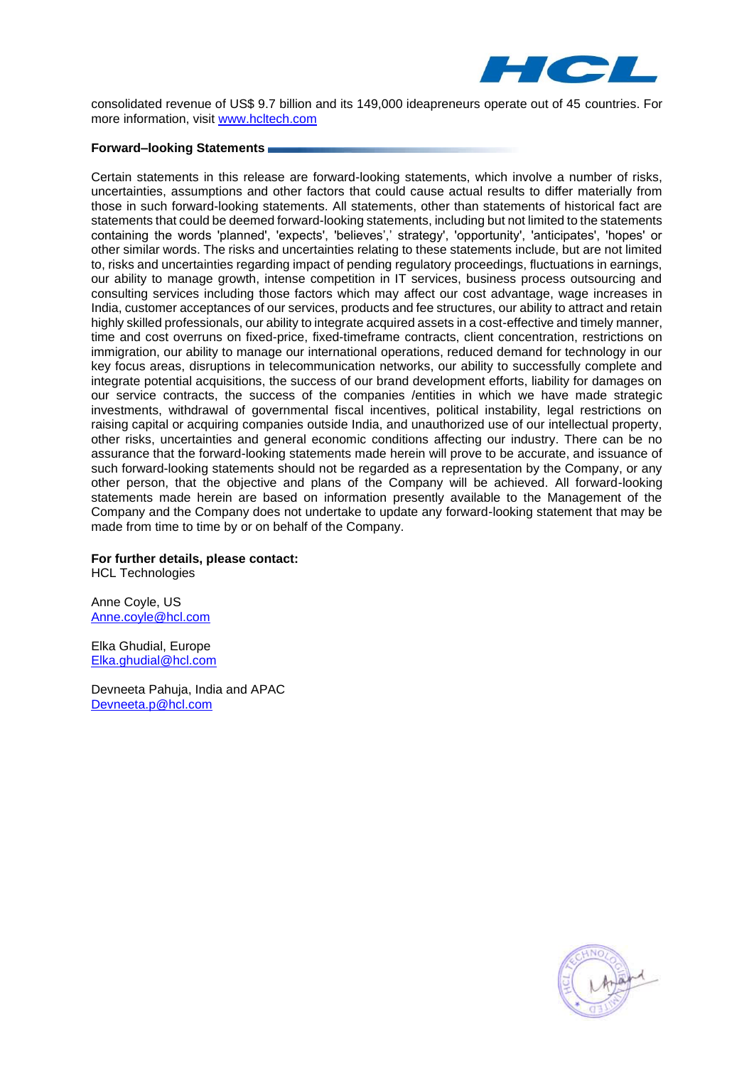consolidated revenue of US$ 9.7 billion and its 149,000 ideapreneurs operate out of 45 countries. For more information, visit www.hcltech.com

**Forward–looking Statements**

Certain statements in this release are forward-looking statements, which involve a number of risks, uncertainties, assumptions and other factors that could cause actual results to differ materially from those in such forward-looking statements. All statements, other than statements of historical fact are statements that could be deemed forward-looking statements, including but not limited to the statements containing the words 'planned', 'expects', 'believes',' strategy', 'opportunity', 'anticipates', 'hopes' or other similar words. The risks and uncertainties relating to these statements include, but are not limited to, risks and uncertainties regarding impact of pending regulatory proceedings, fluctuations in earnings, our ability to manage growth, intense competition in IT services, business process outsourcing and consulting services including those factors which may affect our cost advantage, wage increases in India, customer acceptances of our services, products and fee structures, our ability to attract and retain highly skilled professionals, our ability to integrate acquired assets in a cost-effective and timely manner, time and cost overruns on fixed-price, fixed-timeframe contracts, client concentration, restrictions on immigration, our ability to manage our international operations, reduced demand for technology in our key focus areas, disruptions in telecommunication networks, our ability to successfully complete and integrate potential acquisitions, the success of our brand development efforts, liability for damages on our service contracts, the success of the companies /entities in which we have made strategic investments, withdrawal of governmental fiscal incentives, political instability, legal restrictions on raising capital or acquiring companies outside India, and unauthorized use of our intellectual property, other risks, uncertainties and general economic conditions affecting our industry. There can be no assurance that the forward-looking statements made herein will prove to be accurate, and issuance of such forward-looking statements should not be regarded as a representation by the Company, or any other person, that the objective and plans of the Company will be achieved. All forward-looking statements made herein are based on information presently available to the Management of the Company and the Company does not undertake to update any forward-looking statement that may be made from time to time by or on behalf of the Company.

**For further details, please contact:**
HCL Technologies

Anne Coyle, US
Anne.coyle@hcl.com

Elka Ghudial, Europe
Elka.ghudial@hcl.com

Devneeta Pahuja, India and APAC
Devneeta.p@hcl.com